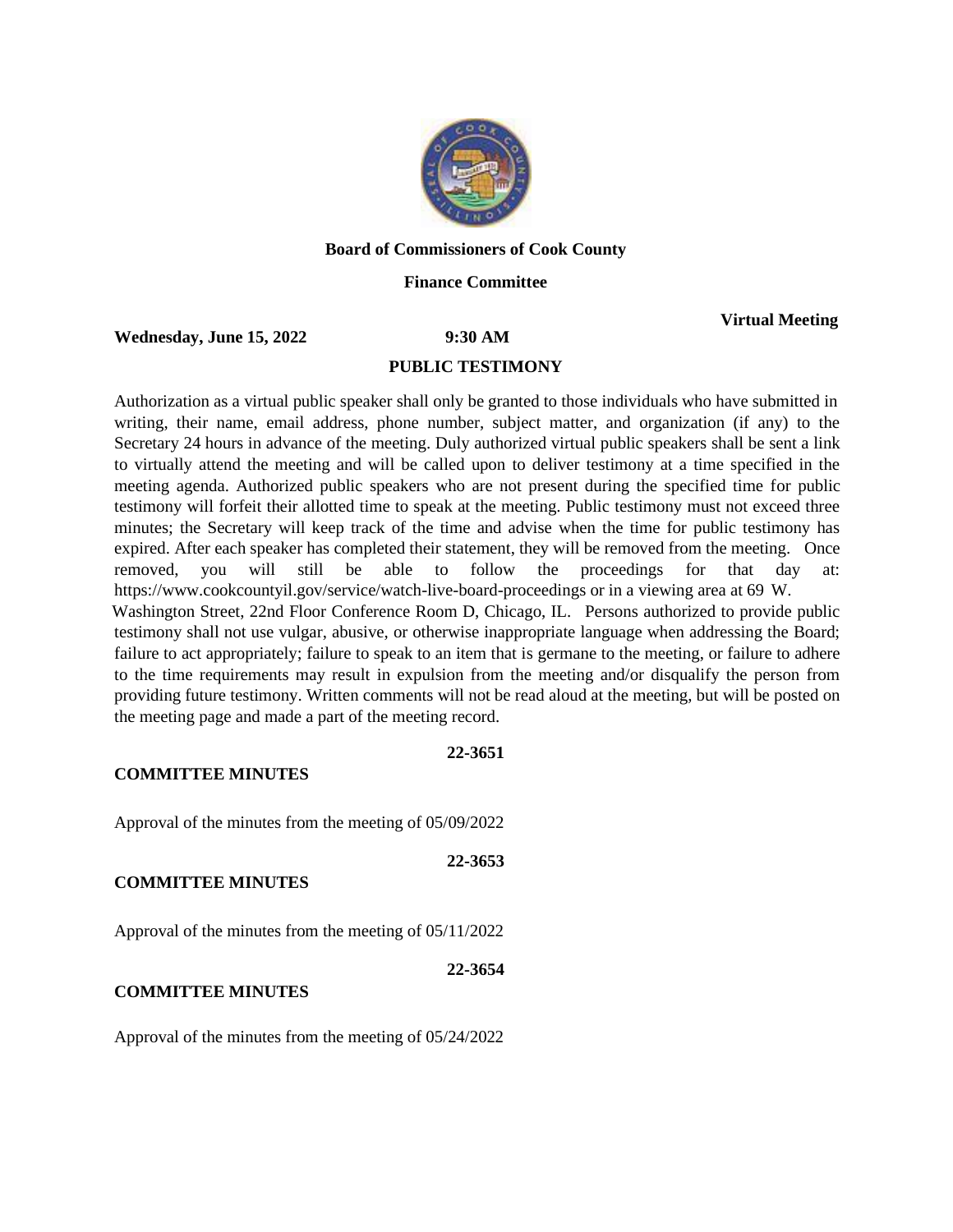**Board of Commissioners of Cook County**

**Finance Committee**

**Virtual Meeting**

**Wednesday, June 15, 2022** **9:30 AM**

## PUBLIC TESTIMONY

Authorization as a virtual public speaker shall only be granted to those individuals who have submitted in writing, their name, email address, phone number, subject matter, and organization (if any) to the Secretary 24 hours in advance of the meeting. Duly authorized virtual public speakers shall be sent a link to virtually attend the meeting and will be called upon to deliver testimony at a time specified in the meeting agenda. Authorized public speakers who are not present during the specified time for public testimony will forfeit their allotted time to speak at the meeting. Public testimony must not exceed three minutes; the Secretary will keep track of the time and advise when the time for public testimony has expired. After each speaker has completed their statement, they will be removed from the meeting. Once removed, you will still be able to follow the proceedings for that day at: https://www.cookcountyil.gov/service/watch-live-board-proceedings or in a viewing area at 69 W. Washington Street, 22nd Floor Conference Room D, Chicago, IL. Persons authorized to provide public testimony shall not use vulgar, abusive, or otherwise inappropriate language when addressing the Board; failure to act appropriately; failure to speak to an item that is germane to the meeting, or failure to adhere to the time requirements may result in expulsion from the meeting and/or disqualify the person from providing future testimony. Written comments will not be read aloud at the meeting, but will be posted on the meeting page and made a part of the meeting record.

**22-3651**

**COMMITTEE MINUTES**

Approval of the minutes from the meeting of 05/09/2022

**22-3653**

**COMMITTEE MINUTES**

Approval of the minutes from the meeting of 05/11/2022

**22-3654**

**COMMITTEE MINUTES**

Approval of the minutes from the meeting of 05/24/2022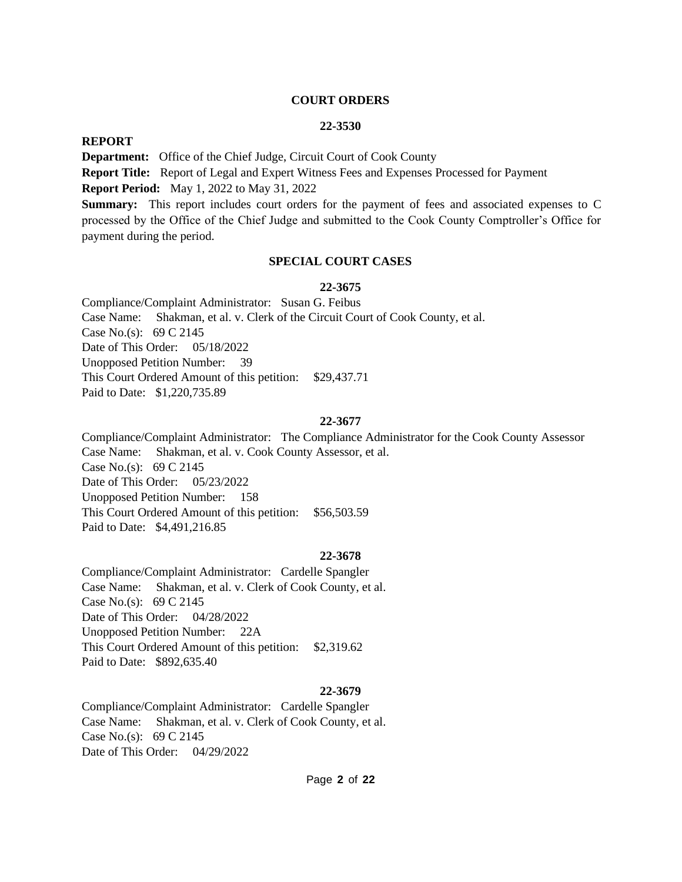## COURT ORDERS

### 22-3530

**REPORT**

**Department:** Office of the Chief Judge, Circuit Court of Cook County

**Report Title:** Report of Legal and Expert Witness Fees and Expenses Processed for Payment

**Report Period:** May 1, 2022 to May 31, 2022

**Summary:** This report includes court orders for the payment of fees and associated expenses to C processed by the Office of the Chief Judge and submitted to the Cook County Comptroller's Office for payment during the period.

## SPECIAL COURT CASES

### 22-3675

Compliance/Complaint Administrator: Susan G. Feibus
Case Name: Shakman, et al. v. Clerk of the Circuit Court of Cook County, et al.
Case No.(s): 69 C 2145
Date of This Order: 05/18/2022
Unopposed Petition Number: 39
This Court Ordered Amount of this petition: $29,437.71
Paid to Date: $1,220,735.89

### 22-3677

Compliance/Complaint Administrator: The Compliance Administrator for the Cook County Assessor
Case Name: Shakman, et al. v. Cook County Assessor, et al.
Case No.(s): 69 C 2145
Date of This Order: 05/23/2022
Unopposed Petition Number: 158
This Court Ordered Amount of this petition: $56,503.59
Paid to Date: $4,491,216.85

### 22-3678

Compliance/Complaint Administrator: Cardelle Spangler
Case Name: Shakman, et al. v. Clerk of Cook County, et al.
Case No.(s): 69 C 2145
Date of This Order: 04/28/2022
Unopposed Petition Number: 22A
This Court Ordered Amount of this petition: $2,319.62
Paid to Date: $892,635.40

### 22-3679

Compliance/Complaint Administrator: Cardelle Spangler
Case Name: Shakman, et al. v. Clerk of Cook County, et al.
Case No.(s): 69 C 2145
Date of This Order: 04/29/2022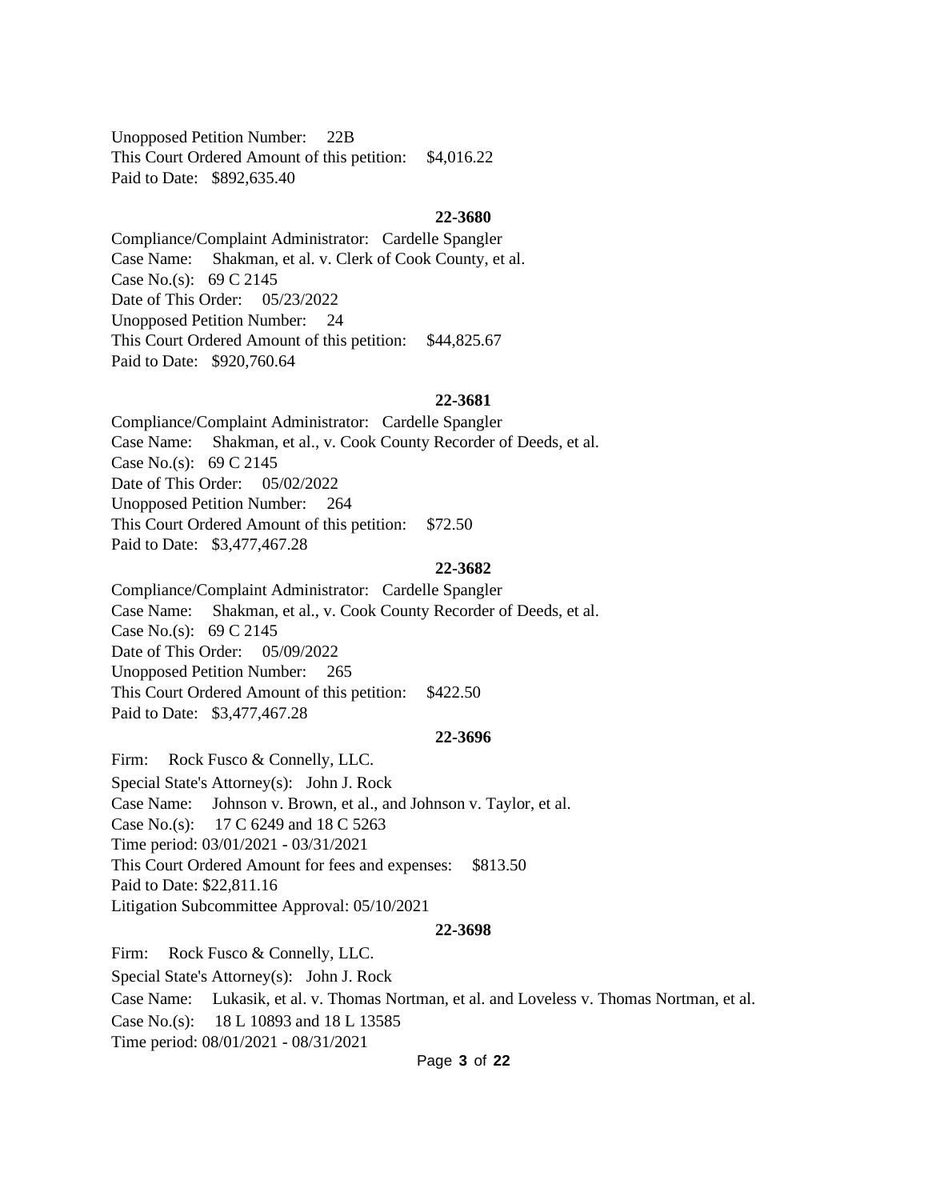Unopposed Petition Number: 22B
This Court Ordered Amount of this petition: $4,016.22
Paid to Date: $892,635.40

**22-3680**

Compliance/Complaint Administrator: Cardelle Spangler
Case Name: Shakman, et al. v. Clerk of Cook County, et al.
Case No.(s): 69 C 2145
Date of This Order: 05/23/2022
Unopposed Petition Number: 24
This Court Ordered Amount of this petition: $44,825.67
Paid to Date: $920,760.64

**22-3681**

Compliance/Complaint Administrator: Cardelle Spangler
Case Name: Shakman, et al., v. Cook County Recorder of Deeds, et al.
Case No.(s): 69 C 2145
Date of This Order: 05/02/2022
Unopposed Petition Number: 264
This Court Ordered Amount of this petition: $72.50
Paid to Date: $3,477,467.28

**22-3682**

Compliance/Complaint Administrator: Cardelle Spangler
Case Name: Shakman, et al., v. Cook County Recorder of Deeds, et al.
Case No.(s): 69 C 2145
Date of This Order: 05/09/2022
Unopposed Petition Number: 265
This Court Ordered Amount of this petition: $422.50
Paid to Date: $3,477,467.28

**22-3696**

Firm: Rock Fusco & Connelly, LLC.
Special State's Attorney(s): John J. Rock
Case Name: Johnson v. Brown, et al., and Johnson v. Taylor, et al.
Case No.(s): 17 C 6249 and 18 C 5263
Time period: 03/01/2021 - 03/31/2021
This Court Ordered Amount for fees and expenses: $813.50
Paid to Date: $22,811.16
Litigation Subcommittee Approval: 05/10/2021

**22-3698**

Firm: Rock Fusco & Connelly, LLC.
Special State's Attorney(s): John J. Rock
Case Name: Lukasik, et al. v. Thomas Nortman, et al. and Loveless v. Thomas Nortman, et al.
Case No.(s): 18 L 10893 and 18 L 13585
Time period: 08/01/2021 - 08/31/2021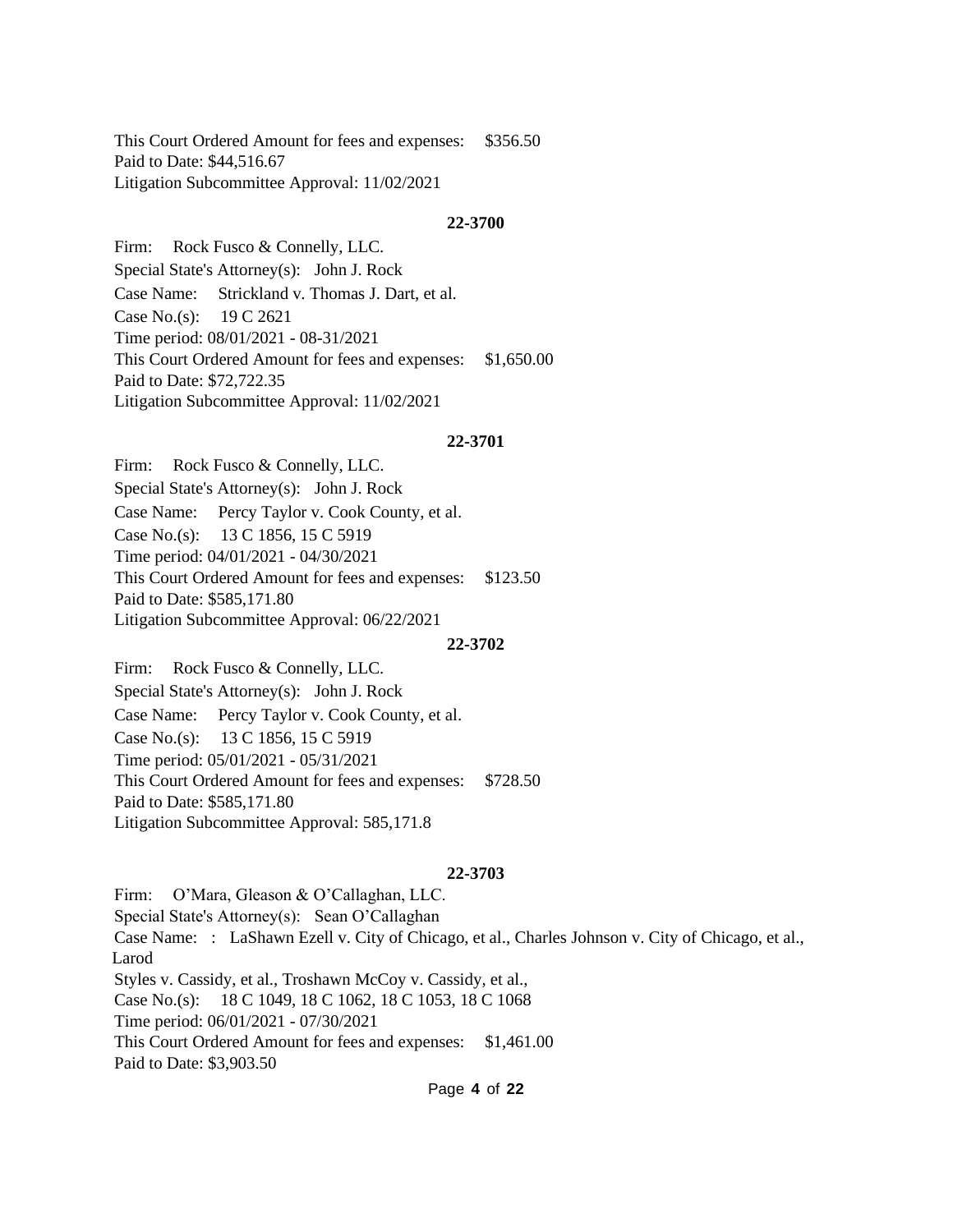This Court Ordered Amount for fees and expenses: $356.50
Paid to Date: $44,516.67
Litigation Subcommittee Approval: 11/02/2021

**22-3700**

Firm: Rock Fusco & Connelly, LLC.
Special State's Attorney(s): John J. Rock
Case Name: Strickland v. Thomas J. Dart, et al.
Case No.(s): 19 C 2621
Time period: 08/01/2021 - 08-31/2021
This Court Ordered Amount for fees and expenses: $1,650.00
Paid to Date: $72,722.35
Litigation Subcommittee Approval: 11/02/2021

**22-3701**

Firm: Rock Fusco & Connelly, LLC.
Special State's Attorney(s): John J. Rock
Case Name: Percy Taylor v. Cook County, et al.
Case No.(s): 13 C 1856, 15 C 5919
Time period: 04/01/2021 - 04/30/2021
This Court Ordered Amount for fees and expenses: $123.50
Paid to Date: $585,171.80
Litigation Subcommittee Approval: 06/22/2021

**22-3702**

Firm: Rock Fusco & Connelly, LLC.
Special State's Attorney(s): John J. Rock
Case Name: Percy Taylor v. Cook County, et al.
Case No.(s): 13 C 1856, 15 C 5919
Time period: 05/01/2021 - 05/31/2021
This Court Ordered Amount for fees and expenses: $728.50
Paid to Date: $585,171.80
Litigation Subcommittee Approval: 585,171.8

**22-3703**

Firm: O'Mara, Gleason & O'Callaghan, LLC.
Special State's Attorney(s): Sean O'Callaghan
Case Name: : LaShawn Ezell v. City of Chicago, et al., Charles Johnson v. City of Chicago, et al., Larod
Styles v. Cassidy, et al., Troshawn McCoy v. Cassidy, et al.,
Case No.(s): 18 C 1049, 18 C 1062, 18 C 1053, 18 C 1068
Time period: 06/01/2021 - 07/30/2021
This Court Ordered Amount for fees and expenses: $1,461.00
Paid to Date: $3,903.50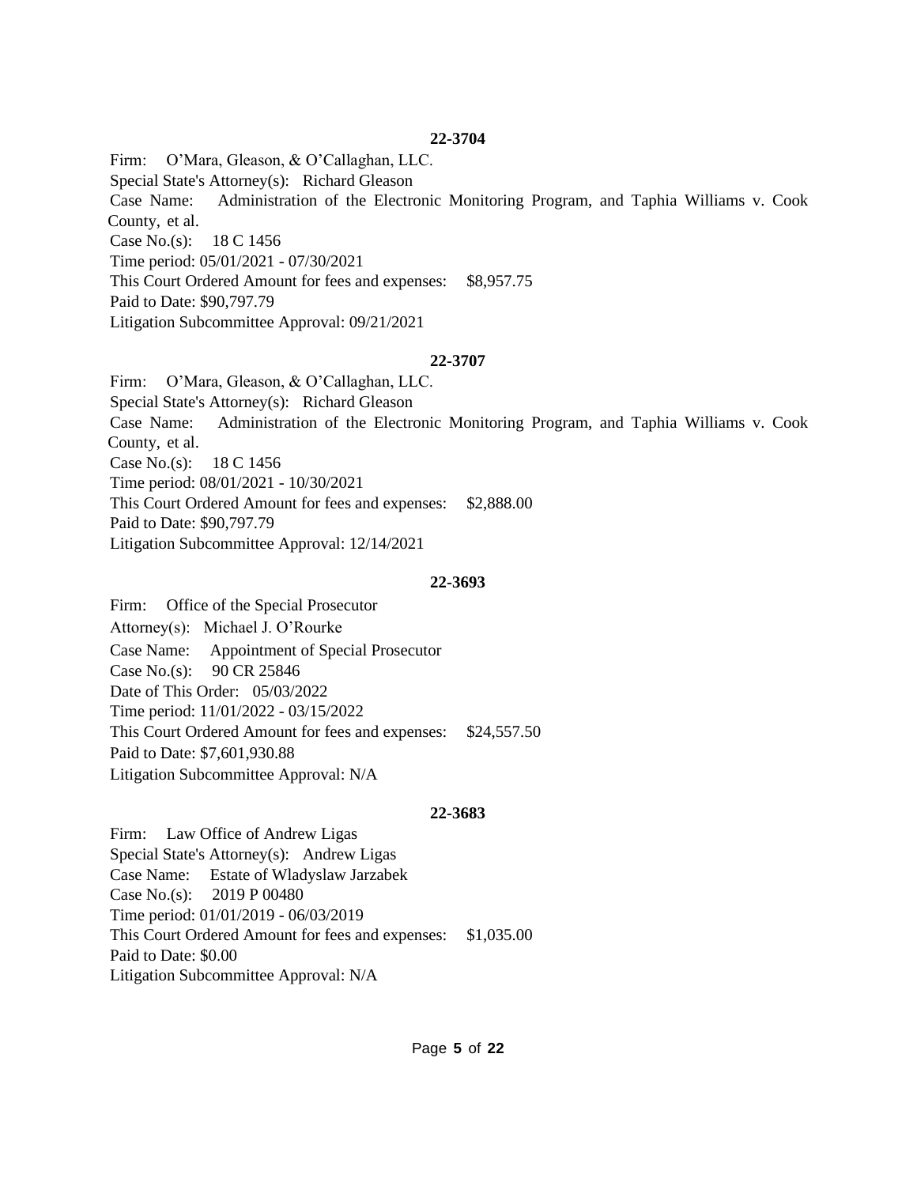**22-3704**

Firm: O'Mara, Gleason, & O'Callaghan, LLC.
Special State's Attorney(s): Richard Gleason
Case Name: Administration of the Electronic Monitoring Program, and Taphia Williams v. Cook County, et al.
Case No.(s): 18 C 1456
Time period: 05/01/2021 - 07/30/2021
This Court Ordered Amount for fees and expenses: $8,957.75
Paid to Date: $90,797.79
Litigation Subcommittee Approval: 09/21/2021

**22-3707**

Firm: O'Mara, Gleason, & O'Callaghan, LLC.
Special State's Attorney(s): Richard Gleason
Case Name: Administration of the Electronic Monitoring Program, and Taphia Williams v. Cook County, et al.
Case No.(s): 18 C 1456
Time period: 08/01/2021 - 10/30/2021
This Court Ordered Amount for fees and expenses: $2,888.00
Paid to Date: $90,797.79
Litigation Subcommittee Approval: 12/14/2021

**22-3693**

Firm: Office of the Special Prosecutor
Attorney(s): Michael J. O'Rourke
Case Name: Appointment of Special Prosecutor
Case No.(s): 90 CR 25846
Date of This Order: 05/03/2022
Time period: 11/01/2022 - 03/15/2022
This Court Ordered Amount for fees and expenses: $24,557.50
Paid to Date: $7,601,930.88
Litigation Subcommittee Approval: N/A

**22-3683**

Firm: Law Office of Andrew Ligas
Special State's Attorney(s): Andrew Ligas
Case Name: Estate of Wladyslaw Jarzabek
Case No.(s): 2019 P 00480
Time period: 01/01/2019 - 06/03/2019
This Court Ordered Amount for fees and expenses: $1,035.00
Paid to Date: $0.00
Litigation Subcommittee Approval: N/A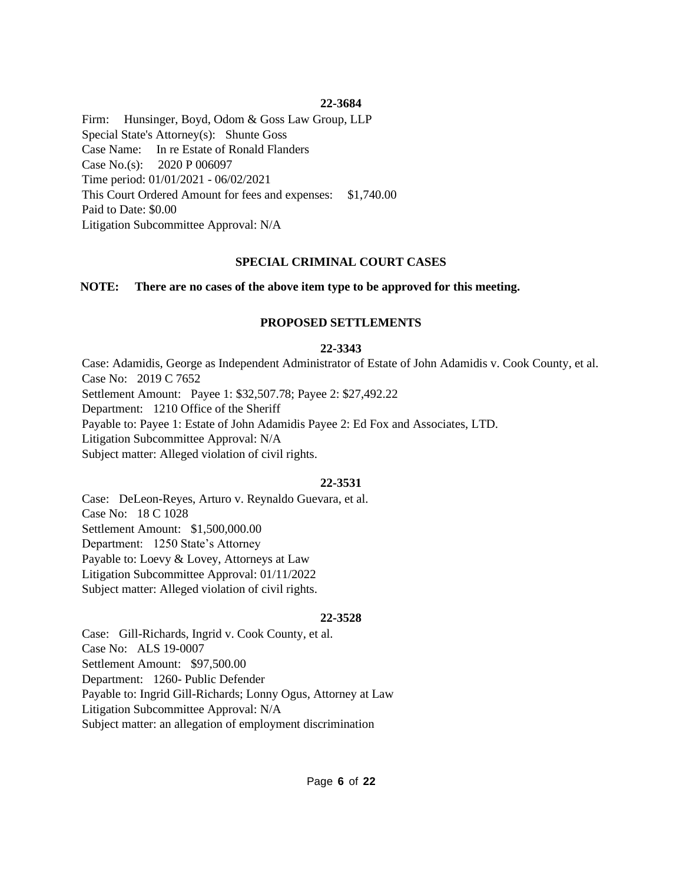**22-3684**

Firm: Hunsinger, Boyd, Odom & Goss Law Group, LLP
Special State's Attorney(s): Shunte Goss
Case Name: In re Estate of Ronald Flanders
Case No.(s): 2020 P 006097
Time period: 01/01/2021 - 06/02/2021
This Court Ordered Amount for fees and expenses: $1,740.00
Paid to Date: $0.00
Litigation Subcommittee Approval: N/A

## SPECIAL CRIMINAL COURT CASES

**NOTE: There are no cases of the above item type to be approved for this meeting.**

## PROPOSED SETTLEMENTS

**22-3343**

Case: Adamidis, George as Independent Administrator of Estate of John Adamidis v. Cook County, et al.
Case No: 2019 C 7652
Settlement Amount: Payee 1: $32,507.78; Payee 2: $27,492.22
Department: 1210 Office of the Sheriff
Payable to: Payee 1: Estate of John Adamidis Payee 2: Ed Fox and Associates, LTD.
Litigation Subcommittee Approval: N/A
Subject matter: Alleged violation of civil rights.

**22-3531**

Case: DeLeon-Reyes, Arturo v. Reynaldo Guevara, et al.
Case No: 18 C 1028
Settlement Amount: $1,500,000.00
Department: 1250 State's Attorney
Payable to: Loevy & Lovey, Attorneys at Law
Litigation Subcommittee Approval: 01/11/2022
Subject matter: Alleged violation of civil rights.

**22-3528**

Case: Gill-Richards, Ingrid v. Cook County, et al.
Case No: ALS 19-0007
Settlement Amount: $97,500.00
Department: 1260- Public Defender
Payable to: Ingrid Gill-Richards; Lonny Ogus, Attorney at Law
Litigation Subcommittee Approval: N/A
Subject matter: an allegation of employment discrimination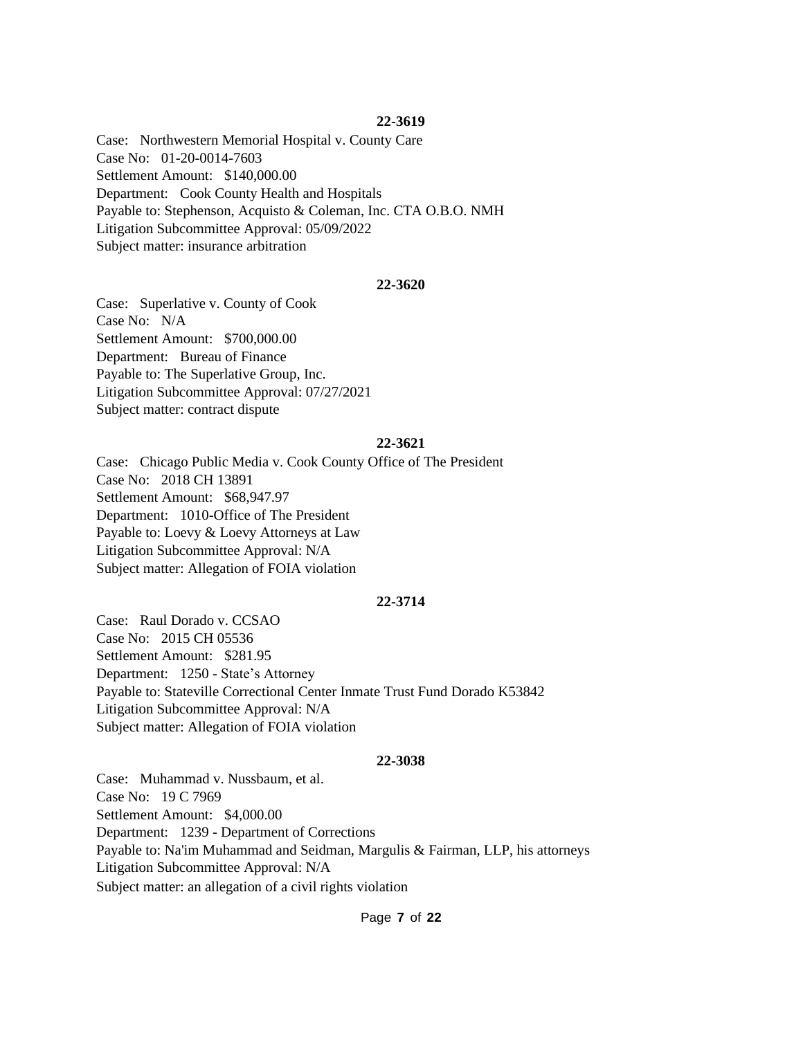**22-3619**

Case: Northwestern Memorial Hospital v. County Care
Case No: 01-20-0014-7603
Settlement Amount: $140,000.00
Department: Cook County Health and Hospitals
Payable to: Stephenson, Acquisto & Coleman, Inc. CTA O.B.O. NMH
Litigation Subcommittee Approval: 05/09/2022
Subject matter: insurance arbitration

**22-3620**

Case: Superlative v. County of Cook
Case No: N/A
Settlement Amount: $700,000.00
Department: Bureau of Finance
Payable to: The Superlative Group, Inc.
Litigation Subcommittee Approval: 07/27/2021
Subject matter: contract dispute

**22-3621**

Case: Chicago Public Media v. Cook County Office of The President
Case No: 2018 CH 13891
Settlement Amount: $68,947.97
Department: 1010-Office of The President
Payable to: Loevy & Loevy Attorneys at Law
Litigation Subcommittee Approval: N/A
Subject matter: Allegation of FOIA violation

**22-3714**

Case: Raul Dorado v. CCSAO
Case No: 2015 CH 05536
Settlement Amount: $281.95
Department: 1250 - State's Attorney
Payable to: Stateville Correctional Center Inmate Trust Fund Dorado K53842
Litigation Subcommittee Approval: N/A
Subject matter: Allegation of FOIA violation

**22-3038**

Case: Muhammad v. Nussbaum, et al.
Case No: 19 C 7969
Settlement Amount: $4,000.00
Department: 1239 - Department of Corrections
Payable to: Na'im Muhammad and Seidman, Margulis & Fairman, LLP, his attorneys
Litigation Subcommittee Approval: N/A
Subject matter: an allegation of a civil rights violation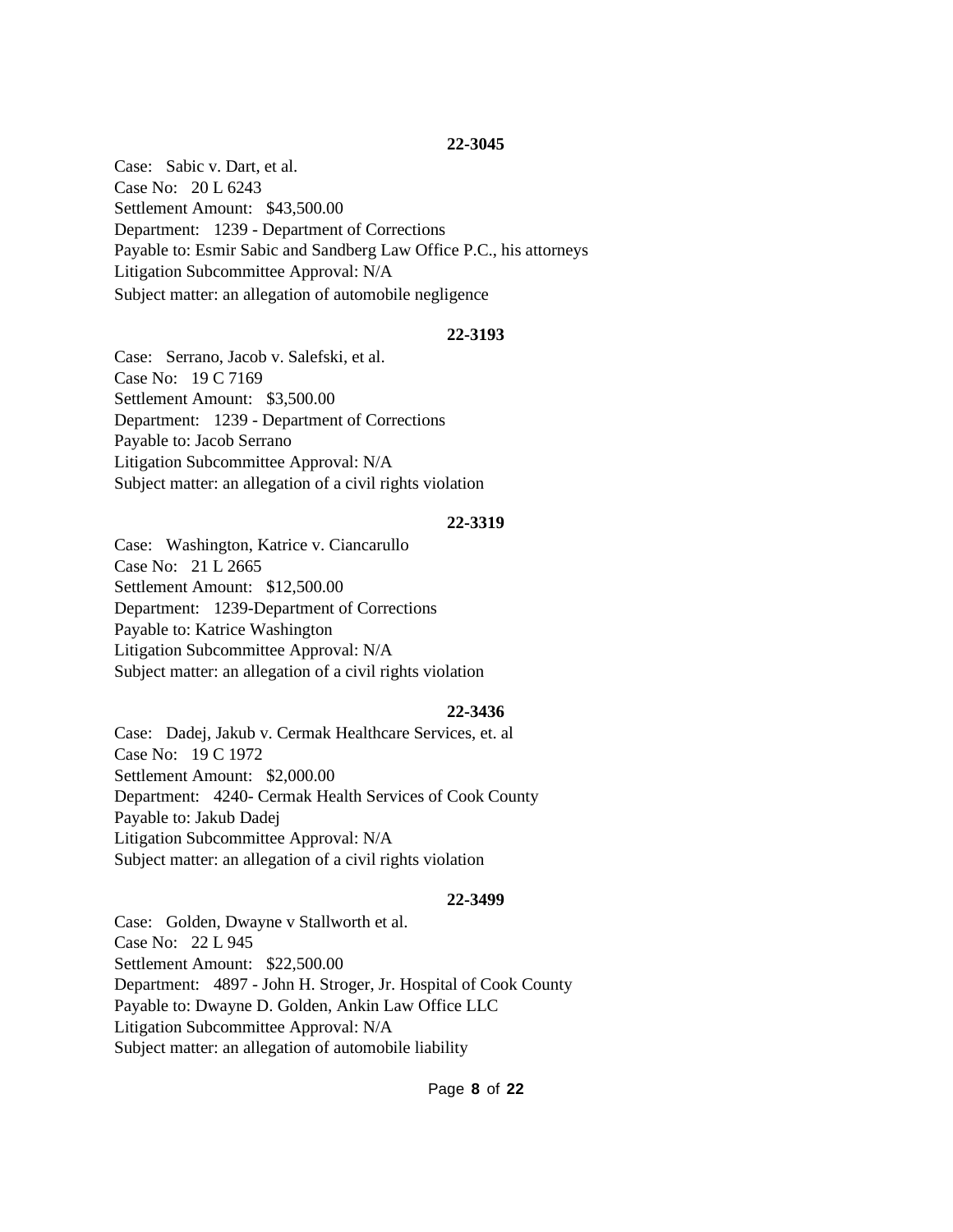**22-3045**

Case: Sabic v. Dart, et al.
Case No: 20 L 6243
Settlement Amount: $43,500.00
Department: 1239 - Department of Corrections
Payable to: Esmir Sabic and Sandberg Law Office P.C., his attorneys
Litigation Subcommittee Approval: N/A
Subject matter: an allegation of automobile negligence

**22-3193**

Case: Serrano, Jacob v. Salefski, et al.
Case No: 19 C 7169
Settlement Amount: $3,500.00
Department: 1239 - Department of Corrections
Payable to: Jacob Serrano
Litigation Subcommittee Approval: N/A
Subject matter: an allegation of a civil rights violation

**22-3319**

Case: Washington, Katrice v. Ciancarullo
Case No: 21 L 2665
Settlement Amount: $12,500.00
Department: 1239-Department of Corrections
Payable to: Katrice Washington
Litigation Subcommittee Approval: N/A
Subject matter: an allegation of a civil rights violation

**22-3436**

Case: Dadej, Jakub v. Cermak Healthcare Services, et. al
Case No: 19 C 1972
Settlement Amount: $2,000.00
Department: 4240- Cermak Health Services of Cook County
Payable to: Jakub Dadej
Litigation Subcommittee Approval: N/A
Subject matter: an allegation of a civil rights violation

**22-3499**

Case: Golden, Dwayne v Stallworth et al.
Case No: 22 L 945
Settlement Amount: $22,500.00
Department: 4897 - John H. Stroger, Jr. Hospital of Cook County
Payable to: Dwayne D. Golden, Ankin Law Office LLC
Litigation Subcommittee Approval: N/A
Subject matter: an allegation of automobile liability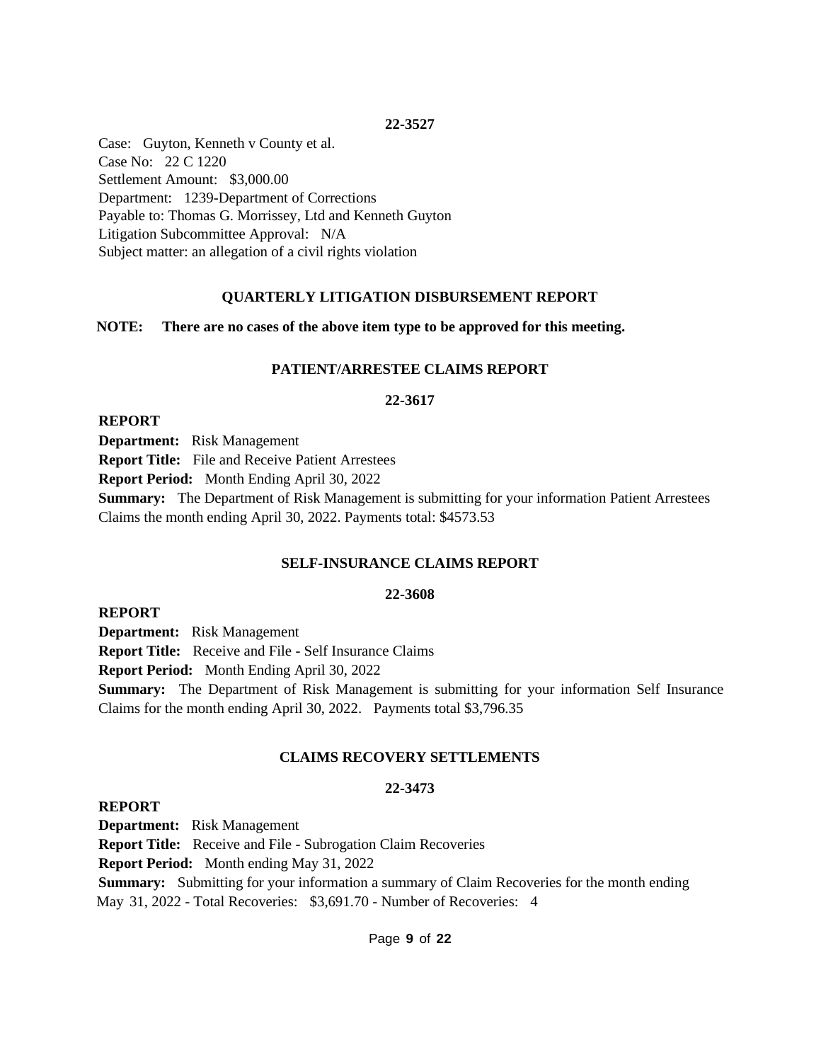**22-3527**

Case: Guyton, Kenneth v County et al.
Case No: 22 C 1220
Settlement Amount: $3,000.00
Department: 1239-Department of Corrections
Payable to: Thomas G. Morrissey, Ltd and Kenneth Guyton
Litigation Subcommittee Approval: N/A
Subject matter: an allegation of a civil rights violation

## QUARTERLY LITIGATION DISBURSEMENT REPORT

**NOTE: There are no cases of the above item type to be approved for this meeting.**

## PATIENT/ARRESTEE CLAIMS REPORT

**22-3617**

**REPORT**

**Department:** Risk Management
**Report Title:** File and Receive Patient Arrestees
**Report Period:** Month Ending April 30, 2022
**Summary:** The Department of Risk Management is submitting for your information Patient Arrestees Claims the month ending April 30, 2022. Payments total: $4573.53

## SELF-INSURANCE CLAIMS REPORT

**22-3608**

**REPORT**

**Department:** Risk Management
**Report Title:** Receive and File - Self Insurance Claims
**Report Period:** Month Ending April 30, 2022
**Summary:** The Department of Risk Management is submitting for your information Self Insurance Claims for the month ending April 30, 2022. Payments total $3,796.35

## CLAIMS RECOVERY SETTLEMENTS

**22-3473**

**REPORT**

**Department:** Risk Management
**Report Title:** Receive and File - Subrogation Claim Recoveries
**Report Period:** Month ending May 31, 2022
**Summary:** Submitting for your information a summary of Claim Recoveries for the month ending May 31, 2022 - Total Recoveries: $3,691.70 - Number of Recoveries: 4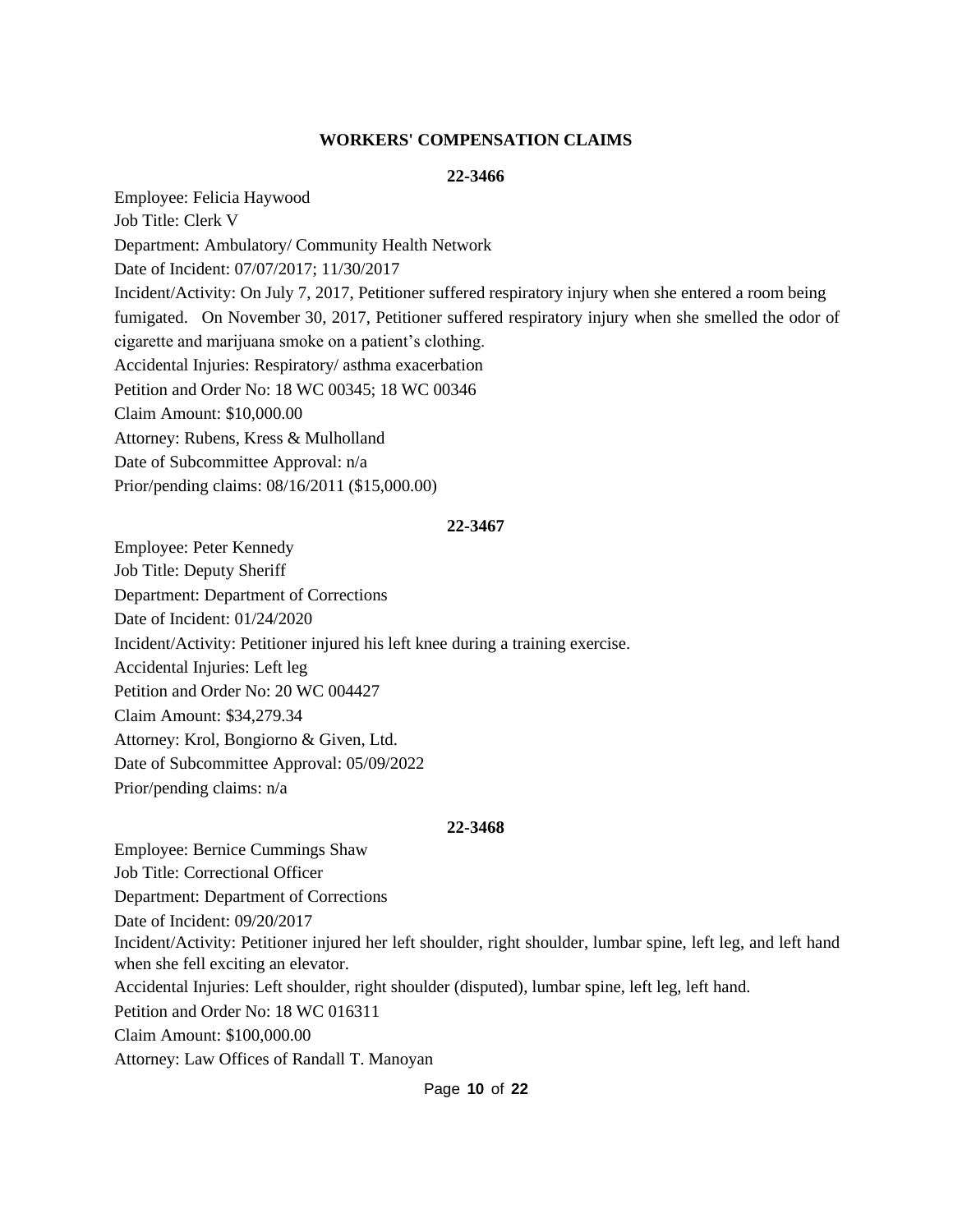## WORKERS' COMPENSATION CLAIMS

### 22-3466

Employee: Felicia Haywood
Job Title: Clerk V
Department: Ambulatory/ Community Health Network
Date of Incident: 07/07/2017; 11/30/2017
Incident/Activity: On July 7, 2017, Petitioner suffered respiratory injury when she entered a room being fumigated. On November 30, 2017, Petitioner suffered respiratory injury when she smelled the odor of cigarette and marijuana smoke on a patient's clothing.
Accidental Injuries: Respiratory/ asthma exacerbation
Petition and Order No: 18 WC 00345; 18 WC 00346
Claim Amount: $10,000.00
Attorney: Rubens, Kress & Mulholland
Date of Subcommittee Approval: n/a
Prior/pending claims: 08/16/2011 ($15,000.00)

### 22-3467

Employee: Peter Kennedy
Job Title: Deputy Sheriff
Department: Department of Corrections
Date of Incident: 01/24/2020
Incident/Activity: Petitioner injured his left knee during a training exercise.
Accidental Injuries: Left leg
Petition and Order No: 20 WC 004427
Claim Amount: $34,279.34
Attorney: Krol, Bongiorno & Given, Ltd.
Date of Subcommittee Approval: 05/09/2022
Prior/pending claims: n/a

### 22-3468

Employee: Bernice Cummings Shaw
Job Title: Correctional Officer
Department: Department of Corrections
Date of Incident: 09/20/2017
Incident/Activity: Petitioner injured her left shoulder, right shoulder, lumbar spine, left leg, and left hand when she fell exciting an elevator.
Accidental Injuries: Left shoulder, right shoulder (disputed), lumbar spine, left leg, left hand.
Petition and Order No: 18 WC 016311
Claim Amount: $100,000.00
Attorney: Law Offices of Randall T. Manoyan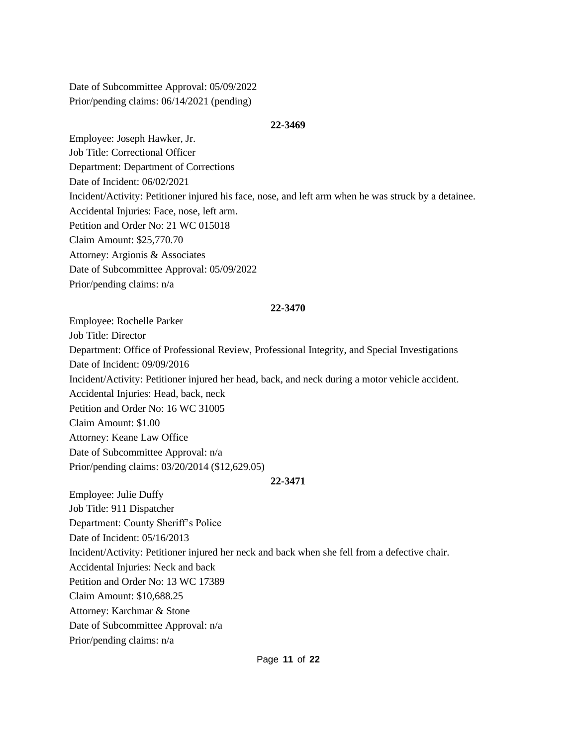Date of Subcommittee Approval: 05/09/2022
Prior/pending claims: 06/14/2021 (pending)

**22-3469**

Employee: Joseph Hawker, Jr.
Job Title: Correctional Officer
Department: Department of Corrections
Date of Incident: 06/02/2021
Incident/Activity: Petitioner injured his face, nose, and left arm when he was struck by a detainee.
Accidental Injuries: Face, nose, left arm.
Petition and Order No: 21 WC 015018
Claim Amount: $25,770.70
Attorney: Argionis & Associates
Date of Subcommittee Approval: 05/09/2022
Prior/pending claims: n/a

**22-3470**

Employee: Rochelle Parker
Job Title: Director
Department: Office of Professional Review, Professional Integrity, and Special Investigations
Date of Incident: 09/09/2016
Incident/Activity: Petitioner injured her head, back, and neck during a motor vehicle accident.
Accidental Injuries: Head, back, neck
Petition and Order No: 16 WC 31005
Claim Amount: $1.00
Attorney: Keane Law Office
Date of Subcommittee Approval: n/a
Prior/pending claims: 03/20/2014 ($12,629.05)

**22-3471**

Employee: Julie Duffy
Job Title: 911 Dispatcher
Department: County Sheriff's Police
Date of Incident: 05/16/2013
Incident/Activity: Petitioner injured her neck and back when she fell from a defective chair.
Accidental Injuries: Neck and back
Petition and Order No: 13 WC 17389
Claim Amount: $10,688.25
Attorney: Karchmar & Stone
Date of Subcommittee Approval: n/a
Prior/pending claims: n/a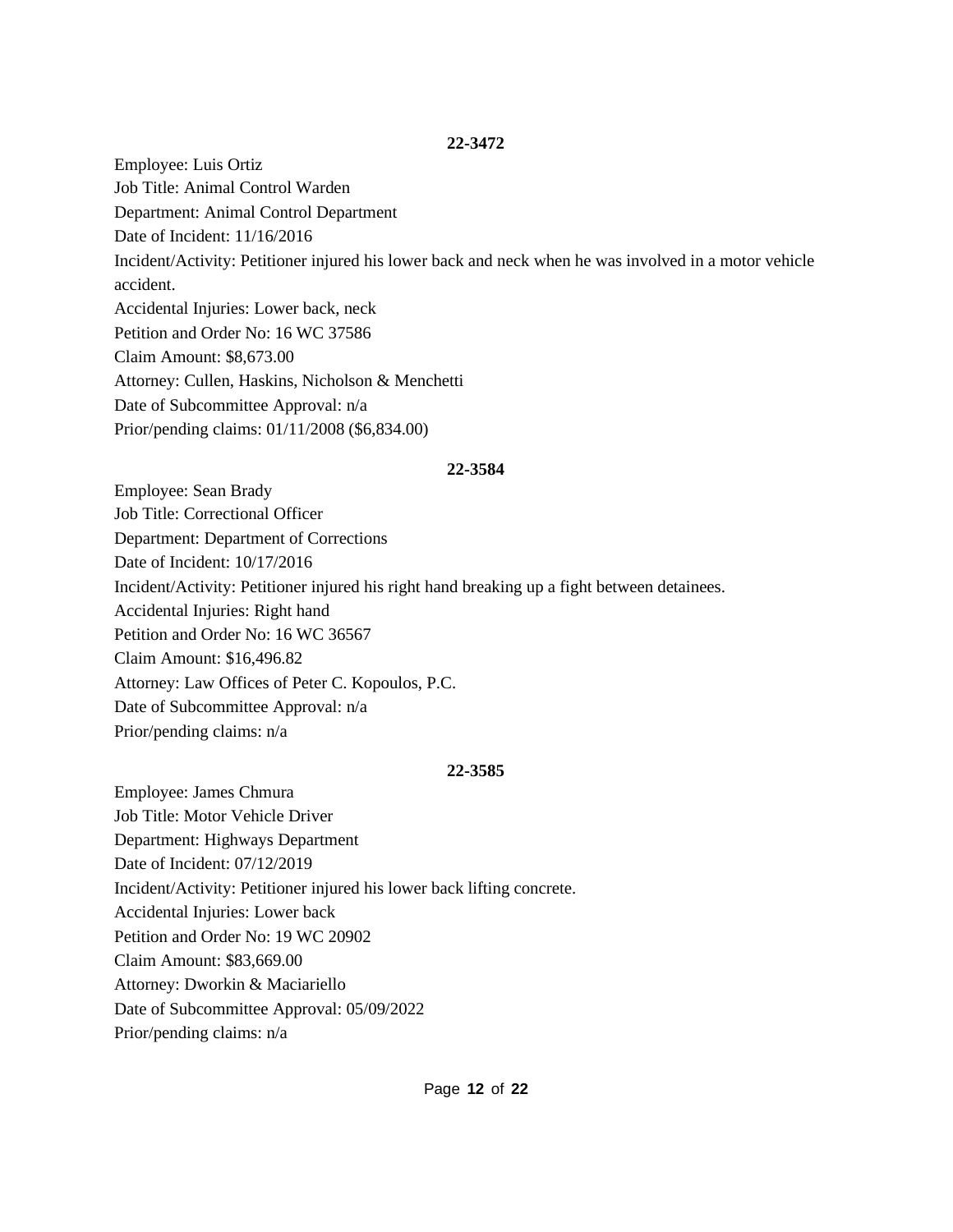**22-3472**

Employee: Luis Ortiz
Job Title: Animal Control Warden
Department: Animal Control Department
Date of Incident: 11/16/2016
Incident/Activity: Petitioner injured his lower back and neck when he was involved in a motor vehicle accident.
Accidental Injuries: Lower back, neck
Petition and Order No: 16 WC 37586
Claim Amount: $8,673.00
Attorney: Cullen, Haskins, Nicholson & Menchetti
Date of Subcommittee Approval: n/a
Prior/pending claims: 01/11/2008 ($6,834.00)

**22-3584**

Employee: Sean Brady
Job Title: Correctional Officer
Department: Department of Corrections
Date of Incident: 10/17/2016
Incident/Activity: Petitioner injured his right hand breaking up a fight between detainees.
Accidental Injuries: Right hand
Petition and Order No: 16 WC 36567
Claim Amount: $16,496.82
Attorney: Law Offices of Peter C. Kopoulos, P.C.
Date of Subcommittee Approval: n/a
Prior/pending claims: n/a

**22-3585**

Employee: James Chmura
Job Title: Motor Vehicle Driver
Department: Highways Department
Date of Incident: 07/12/2019
Incident/Activity: Petitioner injured his lower back lifting concrete.
Accidental Injuries: Lower back
Petition and Order No: 19 WC 20902
Claim Amount: $83,669.00
Attorney: Dworkin & Maciariello
Date of Subcommittee Approval: 05/09/2022
Prior/pending claims: n/a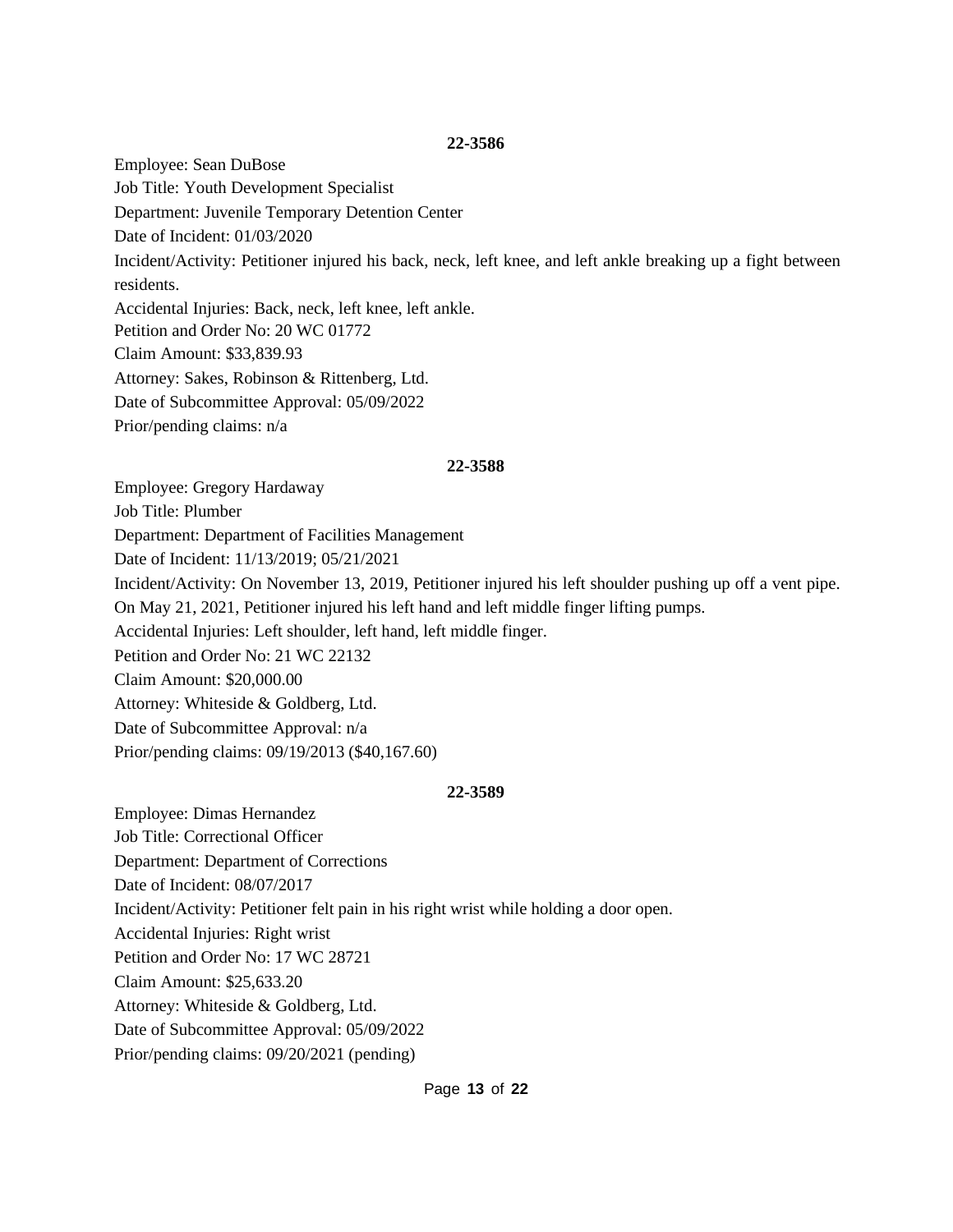**22-3586**

Employee: Sean DuBose

Job Title: Youth Development Specialist

Department: Juvenile Temporary Detention Center

Date of Incident: 01/03/2020

Incident/Activity: Petitioner injured his back, neck, left knee, and left ankle breaking up a fight between residents.

Accidental Injuries: Back, neck, left knee, left ankle.

Petition and Order No: 20 WC 01772

Claim Amount: $33,839.93

Attorney: Sakes, Robinson & Rittenberg, Ltd.

Date of Subcommittee Approval: 05/09/2022

Prior/pending claims: n/a

**22-3588**

Employee: Gregory Hardaway

Job Title: Plumber

Department: Department of Facilities Management

Date of Incident: 11/13/2019; 05/21/2021

Incident/Activity: On November 13, 2019, Petitioner injured his left shoulder pushing up off a vent pipe. On May 21, 2021, Petitioner injured his left hand and left middle finger lifting pumps.

Accidental Injuries: Left shoulder, left hand, left middle finger.

Petition and Order No: 21 WC 22132

Claim Amount: $20,000.00

Attorney: Whiteside & Goldberg, Ltd.

Date of Subcommittee Approval: n/a

Prior/pending claims: 09/19/2013 ($40,167.60)

**22-3589**

Employee: Dimas Hernandez

Job Title: Correctional Officer

Department: Department of Corrections

Date of Incident: 08/07/2017

Incident/Activity: Petitioner felt pain in his right wrist while holding a door open.

Accidental Injuries: Right wrist

Petition and Order No: 17 WC 28721

Claim Amount: $25,633.20

Attorney: Whiteside & Goldberg, Ltd.

Date of Subcommittee Approval: 05/09/2022

Prior/pending claims: 09/20/2021 (pending)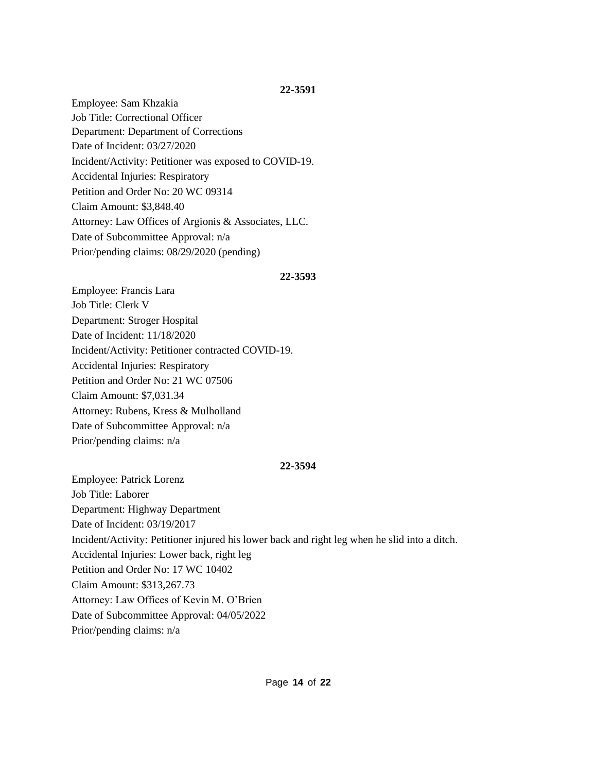**22-3591**

Employee: Sam Khzakia
Job Title: Correctional Officer
Department: Department of Corrections
Date of Incident: 03/27/2020
Incident/Activity: Petitioner was exposed to COVID-19.
Accidental Injuries: Respiratory
Petition and Order No: 20 WC 09314
Claim Amount: $3,848.40
Attorney: Law Offices of Argionis & Associates, LLC.
Date of Subcommittee Approval: n/a
Prior/pending claims: 08/29/2020 (pending)

**22-3593**

Employee: Francis Lara
Job Title: Clerk V
Department: Stroger Hospital
Date of Incident: 11/18/2020
Incident/Activity: Petitioner contracted COVID-19.
Accidental Injuries: Respiratory
Petition and Order No: 21 WC 07506
Claim Amount: $7,031.34
Attorney: Rubens, Kress & Mulholland
Date of Subcommittee Approval: n/a
Prior/pending claims: n/a

**22-3594**

Employee: Patrick Lorenz
Job Title: Laborer
Department: Highway Department
Date of Incident: 03/19/2017
Incident/Activity: Petitioner injured his lower back and right leg when he slid into a ditch.
Accidental Injuries: Lower back, right leg
Petition and Order No: 17 WC 10402
Claim Amount: $313,267.73
Attorney: Law Offices of Kevin M. O'Brien
Date of Subcommittee Approval: 04/05/2022
Prior/pending claims: n/a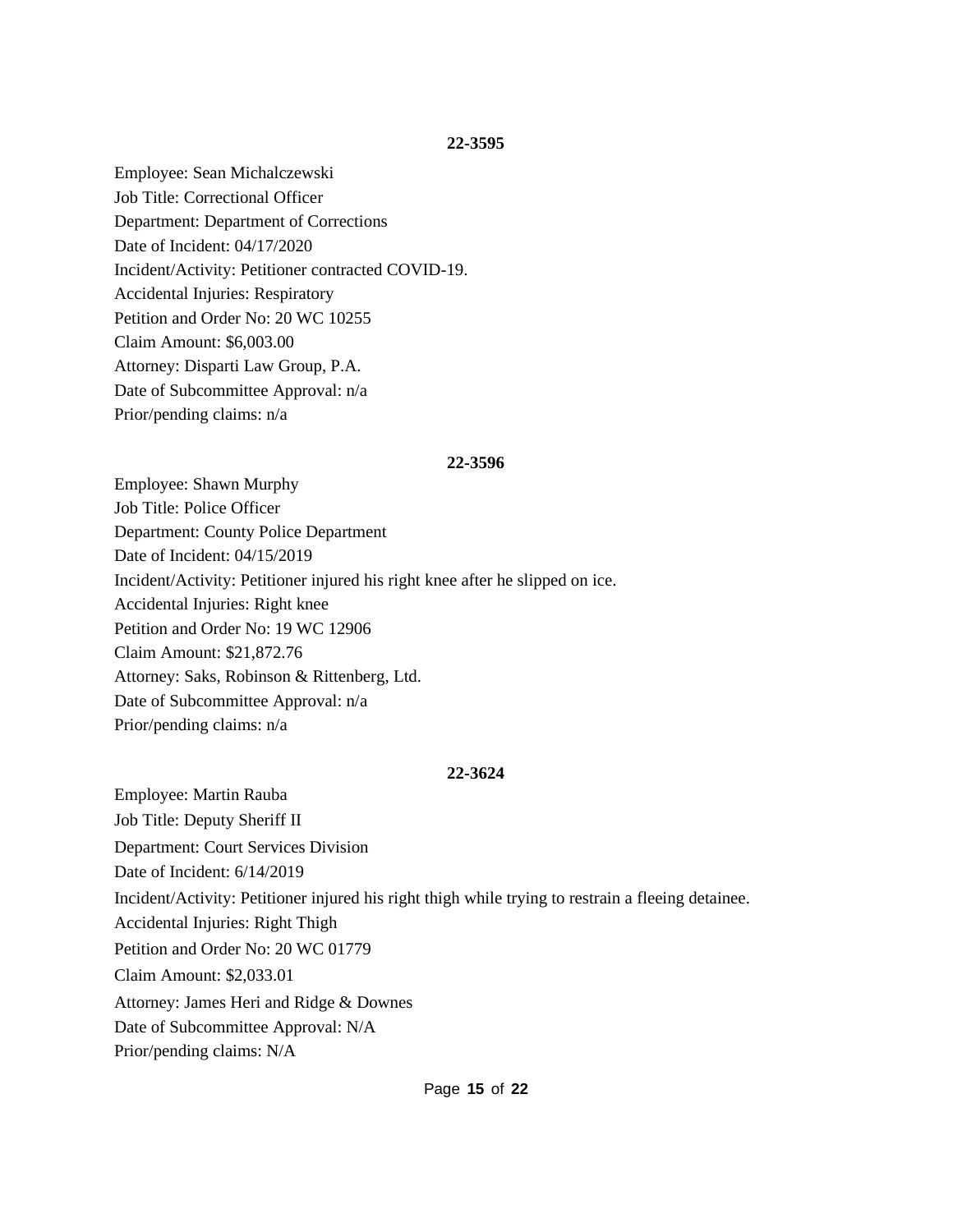**22-3595**

Employee: Sean Michalczewski
Job Title: Correctional Officer
Department: Department of Corrections
Date of Incident: 04/17/2020
Incident/Activity: Petitioner contracted COVID-19.
Accidental Injuries: Respiratory
Petition and Order No: 20 WC 10255
Claim Amount: $6,003.00
Attorney: Disparti Law Group, P.A.
Date of Subcommittee Approval: n/a
Prior/pending claims: n/a

**22-3596**

Employee: Shawn Murphy
Job Title: Police Officer
Department: County Police Department
Date of Incident: 04/15/2019
Incident/Activity: Petitioner injured his right knee after he slipped on ice.
Accidental Injuries: Right knee
Petition and Order No: 19 WC 12906
Claim Amount: $21,872.76
Attorney: Saks, Robinson & Rittenberg, Ltd.
Date of Subcommittee Approval: n/a
Prior/pending claims: n/a

**22-3624**

Employee: Martin Rauba
Job Title: Deputy Sheriff II
Department: Court Services Division
Date of Incident: 6/14/2019
Incident/Activity: Petitioner injured his right thigh while trying to restrain a fleeing detainee.
Accidental Injuries: Right Thigh
Petition and Order No: 20 WC 01779
Claim Amount: $2,033.01
Attorney: James Heri and Ridge & Downes
Date of Subcommittee Approval: N/A
Prior/pending claims: N/A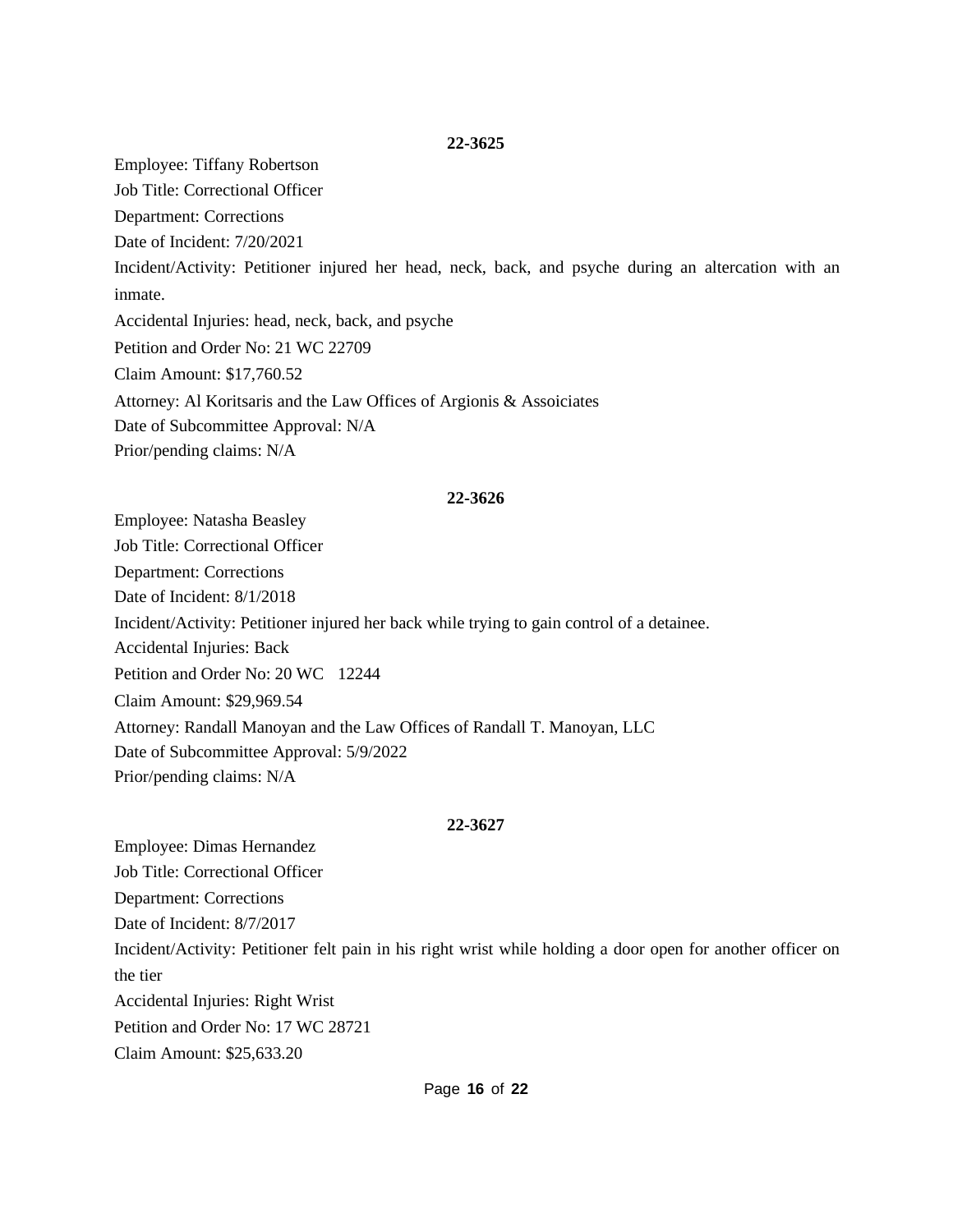**22-3625**

Employee: Tiffany Robertson

Job Title: Correctional Officer

Department: Corrections

Date of Incident: 7/20/2021

Incident/Activity: Petitioner injured her head, neck, back, and psyche during an altercation with an inmate.

Accidental Injuries: head, neck, back, and psyche

Petition and Order No: 21 WC 22709

Claim Amount: $17,760.52

Attorney: Al Koritsaris and the Law Offices of Argionis & Assoiciates

Date of Subcommittee Approval: N/A

Prior/pending claims: N/A

**22-3626**

Employee: Natasha Beasley

Job Title: Correctional Officer

Department: Corrections

Date of Incident: 8/1/2018

Incident/Activity: Petitioner injured her back while trying to gain control of a detainee.

Accidental Injuries: Back

Petition and Order No: 20 WC 12244

Claim Amount: $29,969.54

Attorney: Randall Manoyan and the Law Offices of Randall T. Manoyan, LLC

Date of Subcommittee Approval: 5/9/2022

Prior/pending claims: N/A

**22-3627**

Employee: Dimas Hernandez

Job Title: Correctional Officer

Department: Corrections

Date of Incident: 8/7/2017

Incident/Activity: Petitioner felt pain in his right wrist while holding a door open for another officer on the tier

Accidental Injuries: Right Wrist

Petition and Order No: 17 WC 28721

Claim Amount: $25,633.20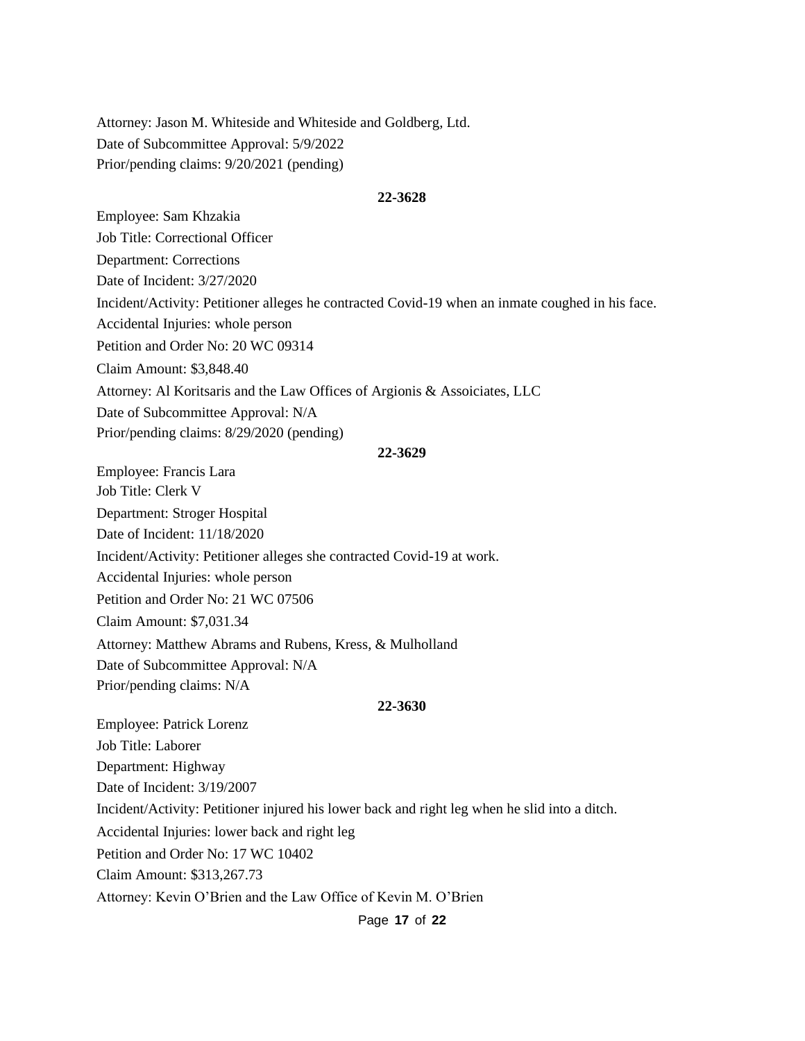Attorney: Jason M. Whiteside and Whiteside and Goldberg, Ltd.
Date of Subcommittee Approval: 5/9/2022
Prior/pending claims: 9/20/2021 (pending)

**22-3628**

Employee: Sam Khzakia
Job Title: Correctional Officer
Department: Corrections
Date of Incident: 3/27/2020
Incident/Activity: Petitioner alleges he contracted Covid-19 when an inmate coughed in his face.
Accidental Injuries: whole person
Petition and Order No: 20 WC 09314
Claim Amount: $3,848.40
Attorney: Al Koritsaris and the Law Offices of Argionis & Assoiciates, LLC
Date of Subcommittee Approval: N/A
Prior/pending claims: 8/29/2020 (pending)

**22-3629**

Employee: Francis Lara
Job Title: Clerk V
Department: Stroger Hospital
Date of Incident: 11/18/2020
Incident/Activity: Petitioner alleges she contracted Covid-19 at work.
Accidental Injuries: whole person
Petition and Order No: 21 WC 07506
Claim Amount: $7,031.34
Attorney: Matthew Abrams and Rubens, Kress, & Mulholland
Date of Subcommittee Approval: N/A
Prior/pending claims: N/A

**22-3630**

Employee: Patrick Lorenz
Job Title: Laborer
Department: Highway
Date of Incident: 3/19/2007
Incident/Activity: Petitioner injured his lower back and right leg when he slid into a ditch.
Accidental Injuries: lower back and right leg
Petition and Order No: 17 WC 10402
Claim Amount: $313,267.73
Attorney: Kevin O'Brien and the Law Office of Kevin M. O'Brien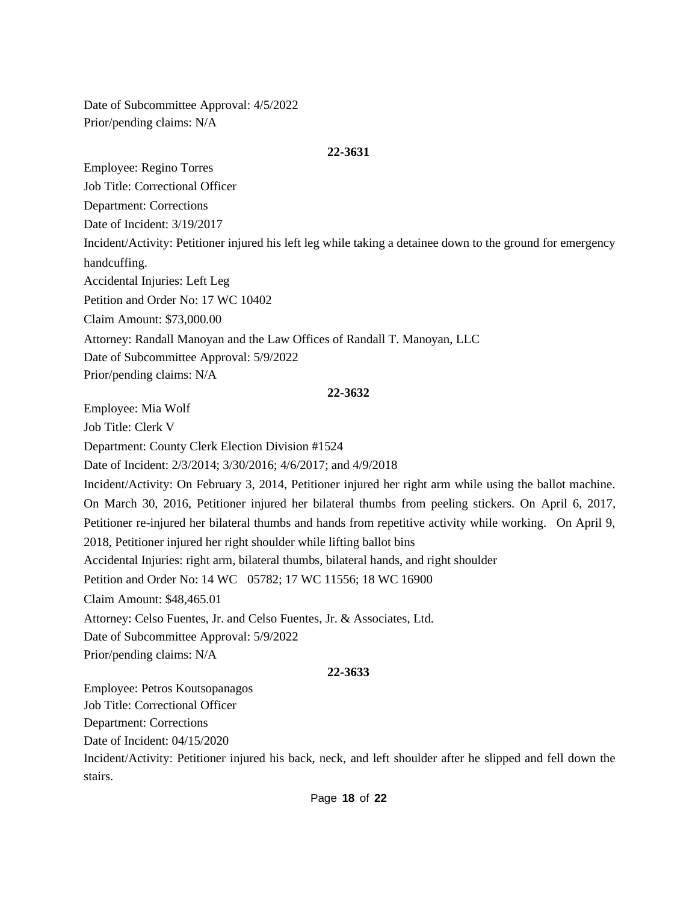Date of Subcommittee Approval: 4/5/2022

Prior/pending claims: N/A

**22-3631**

Employee: Regino Torres

Job Title: Correctional Officer

Department: Corrections

Date of Incident: 3/19/2017

Incident/Activity: Petitioner injured his left leg while taking a detainee down to the ground for emergency handcuffing.

Accidental Injuries: Left Leg

Petition and Order No: 17 WC 10402

Claim Amount: $73,000.00

Attorney: Randall Manoyan and the Law Offices of Randall T. Manoyan, LLC

Date of Subcommittee Approval: 5/9/2022

Prior/pending claims: N/A

**22-3632**

Employee: Mia Wolf

Job Title: Clerk V

Department: County Clerk Election Division #1524

Date of Incident: 2/3/2014; 3/30/2016; 4/6/2017; and 4/9/2018

Incident/Activity: On February 3, 2014, Petitioner injured her right arm while using the ballot machine. On March 30, 2016, Petitioner injured her bilateral thumbs from peeling stickers. On April 6, 2017, Petitioner re-injured her bilateral thumbs and hands from repetitive activity while working. On April 9, 2018, Petitioner injured her right shoulder while lifting ballot bins

Accidental Injuries: right arm, bilateral thumbs, bilateral hands, and right shoulder

Petition and Order No: 14 WC 05782; 17 WC 11556; 18 WC 16900

Claim Amount: $48,465.01

Attorney: Celso Fuentes, Jr. and Celso Fuentes, Jr. & Associates, Ltd.

Date of Subcommittee Approval: 5/9/2022

Prior/pending claims: N/A

**22-3633**

Employee: Petros Koutsopanagos

Job Title: Correctional Officer

Department: Corrections

Date of Incident: 04/15/2020

Incident/Activity: Petitioner injured his back, neck, and left shoulder after he slipped and fell down the stairs.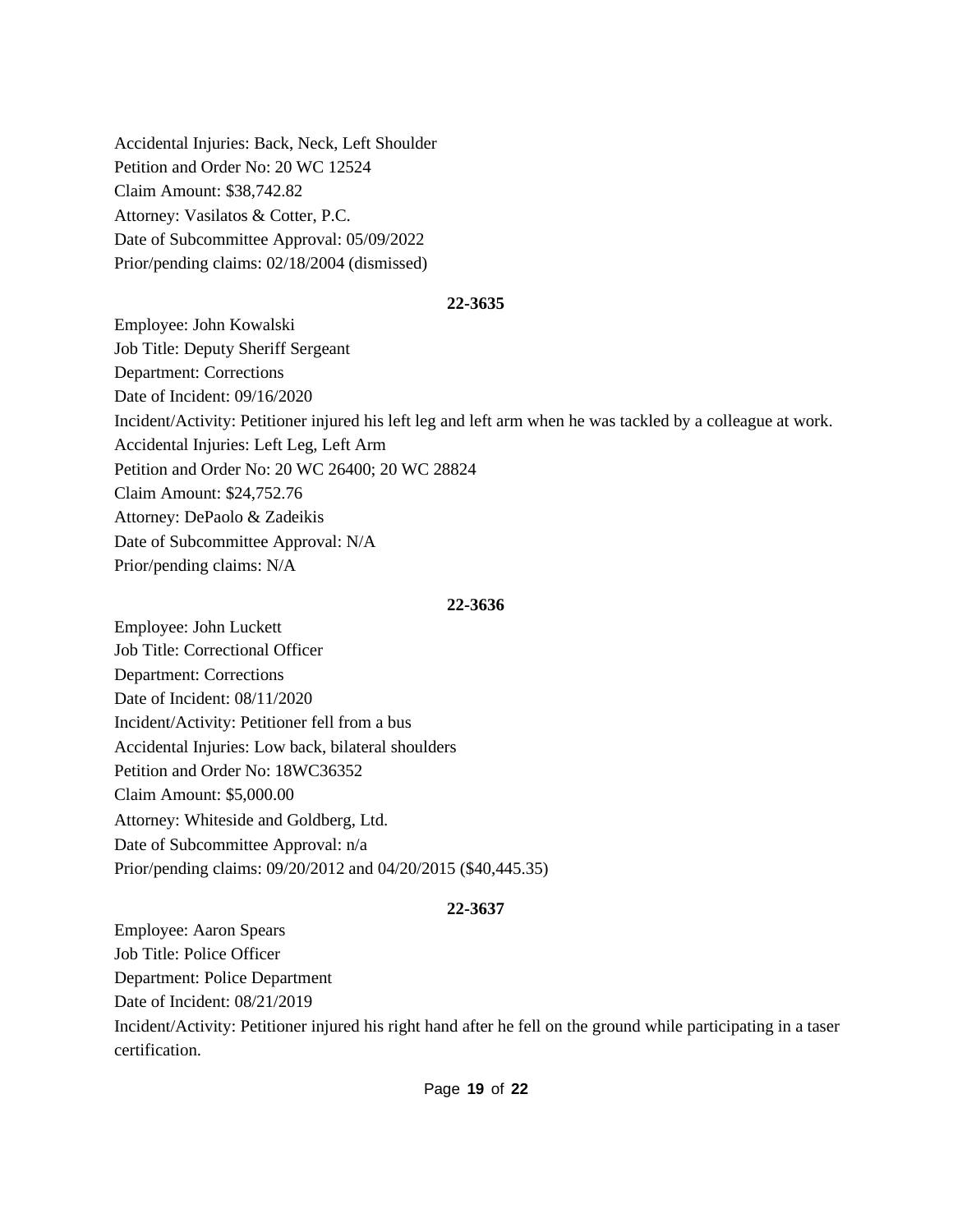Accidental Injuries: Back, Neck, Left Shoulder
Petition and Order No: 20 WC 12524
Claim Amount: $38,742.82
Attorney: Vasilatos & Cotter, P.C.
Date of Subcommittee Approval: 05/09/2022
Prior/pending claims: 02/18/2004 (dismissed)

**22-3635**

Employee: John Kowalski
Job Title: Deputy Sheriff Sergeant
Department: Corrections
Date of Incident: 09/16/2020
Incident/Activity: Petitioner injured his left leg and left arm when he was tackled by a colleague at work.
Accidental Injuries: Left Leg, Left Arm
Petition and Order No: 20 WC 26400; 20 WC 28824
Claim Amount: $24,752.76
Attorney: DePaolo & Zadeikis
Date of Subcommittee Approval: N/A
Prior/pending claims: N/A

**22-3636**

Employee: John Luckett
Job Title: Correctional Officer
Department: Corrections
Date of Incident: 08/11/2020
Incident/Activity: Petitioner fell from a bus
Accidental Injuries: Low back, bilateral shoulders
Petition and Order No: 18WC36352
Claim Amount: $5,000.00
Attorney: Whiteside and Goldberg, Ltd.
Date of Subcommittee Approval: n/a
Prior/pending claims: 09/20/2012 and 04/20/2015 ($40,445.35)

**22-3637**

Employee: Aaron Spears
Job Title: Police Officer
Department: Police Department
Date of Incident: 08/21/2019
Incident/Activity: Petitioner injured his right hand after he fell on the ground while participating in a taser certification.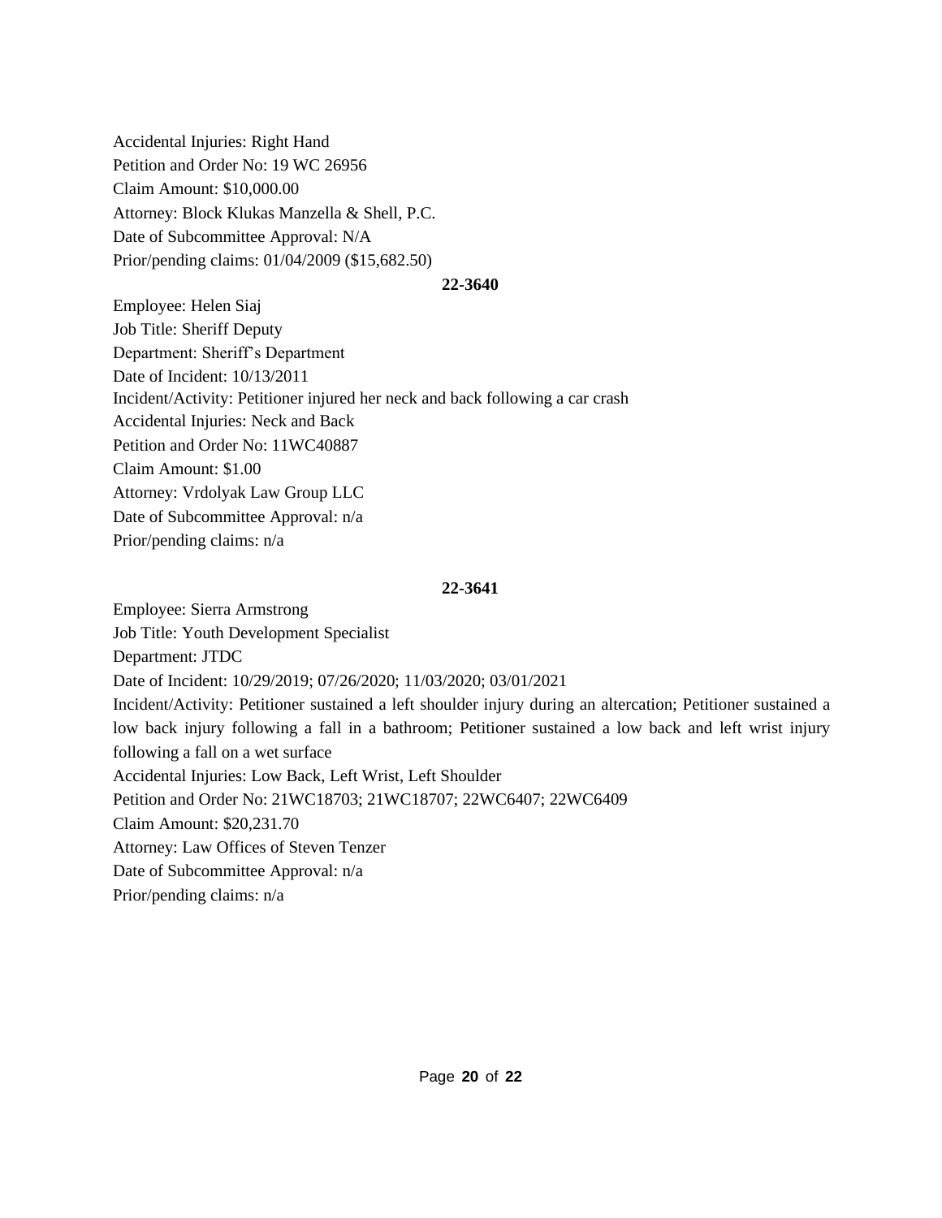Accidental Injuries: Right Hand
Petition and Order No: 19 WC 26956
Claim Amount: $10,000.00
Attorney: Block Klukas Manzella & Shell, P.C.
Date of Subcommittee Approval: N/A
Prior/pending claims: 01/04/2009 ($15,682.50)

**22-3640**

Employee: Helen Siaj
Job Title: Sheriff Deputy
Department: Sheriff's Department
Date of Incident: 10/13/2011
Incident/Activity: Petitioner injured her neck and back following a car crash
Accidental Injuries: Neck and Back
Petition and Order No: 11WC40887
Claim Amount: $1.00
Attorney: Vrdolyak Law Group LLC
Date of Subcommittee Approval: n/a
Prior/pending claims: n/a

**22-3641**

Employee: Sierra Armstrong
Job Title: Youth Development Specialist
Department: JTDC
Date of Incident: 10/29/2019; 07/26/2020; 11/03/2020; 03/01/2021
Incident/Activity: Petitioner sustained a left shoulder injury during an altercation; Petitioner sustained a low back injury following a fall in a bathroom; Petitioner sustained a low back and left wrist injury following a fall on a wet surface
Accidental Injuries: Low Back, Left Wrist, Left Shoulder
Petition and Order No: 21WC18703; 21WC18707; 22WC6407; 22WC6409
Claim Amount: $20,231.70
Attorney: Law Offices of Steven Tenzer
Date of Subcommittee Approval: n/a
Prior/pending claims: n/a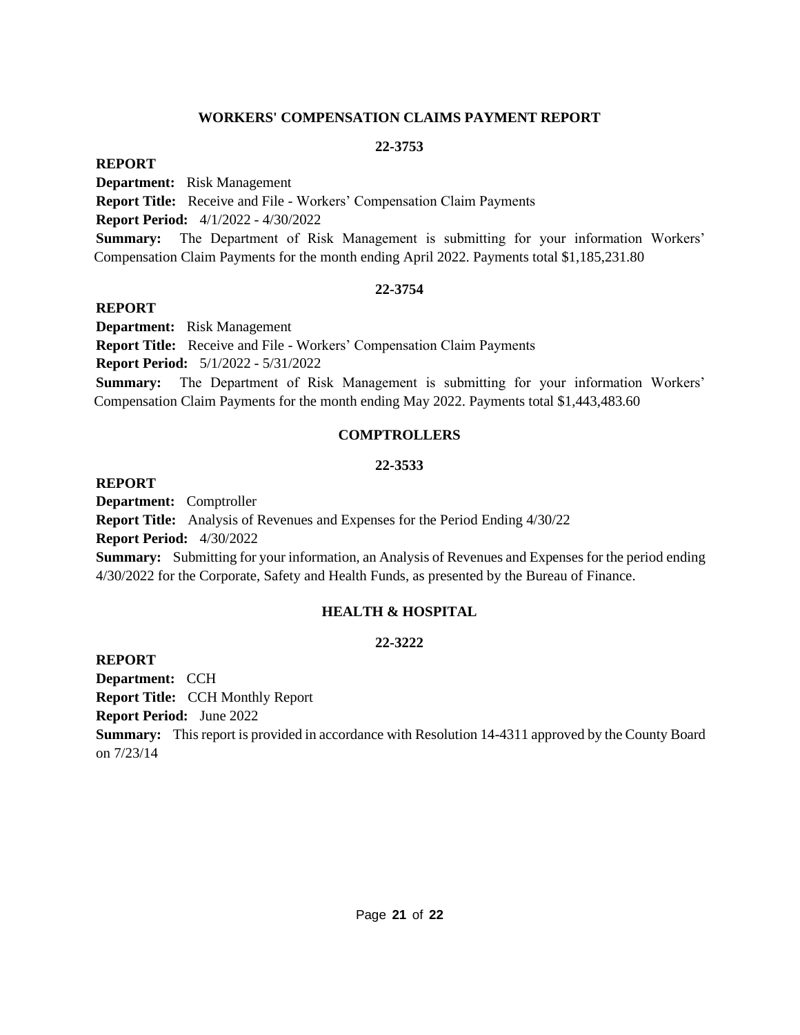## WORKERS' COMPENSATION CLAIMS PAYMENT REPORT

### 22-3753

**REPORT**

**Department:** Risk Management

**Report Title:** Receive and File - Workers' Compensation Claim Payments

**Report Period:** 4/1/2022 - 4/30/2022

**Summary:** The Department of Risk Management is submitting for your information Workers' Compensation Claim Payments for the month ending April 2022. Payments total $1,185,231.80

### 22-3754

**REPORT**

**Department:** Risk Management

**Report Title:** Receive and File - Workers' Compensation Claim Payments

**Report Period:** 5/1/2022 - 5/31/2022

**Summary:** The Department of Risk Management is submitting for your information Workers' Compensation Claim Payments for the month ending May 2022. Payments total $1,443,483.60

## COMPTROLLERS

### 22-3533

**REPORT**

**Department:** Comptroller

**Report Title:** Analysis of Revenues and Expenses for the Period Ending 4/30/22

**Report Period:** 4/30/2022

**Summary:** Submitting for your information, an Analysis of Revenues and Expenses for the period ending 4/30/2022 for the Corporate, Safety and Health Funds, as presented by the Bureau of Finance.

## HEALTH & HOSPITAL

### 22-3222

**REPORT**

**Department:** CCH

**Report Title:** CCH Monthly Report

**Report Period:** June 2022

**Summary:** This report is provided in accordance with Resolution 14-4311 approved by the County Board on 7/23/14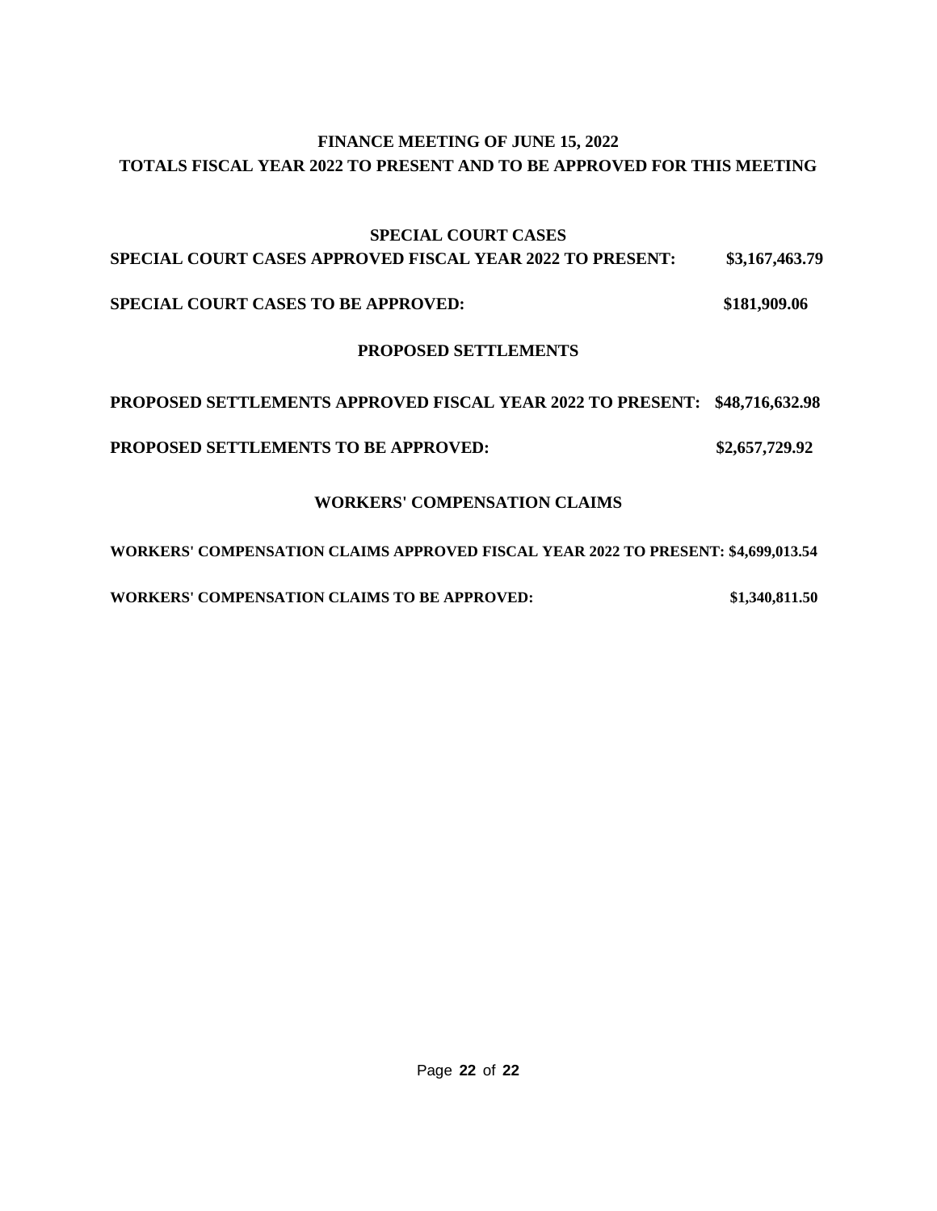# FINANCE MEETING OF JUNE 15, 2022

## TOTALS FISCAL YEAR 2022 TO PRESENT AND TO BE APPROVED FOR THIS MEETING

### SPECIAL COURT CASES

**SPECIAL COURT CASES APPROVED FISCAL YEAR 2022 TO PRESENT: $3,167,463.79**

**SPECIAL COURT CASES TO BE APPROVED: $181,909.06**

### PROPOSED SETTLEMENTS

**PROPOSED SETTLEMENTS APPROVED FISCAL YEAR 2022 TO PRESENT: $48,716,632.98**

**PROPOSED SETTLEMENTS TO BE APPROVED: $2,657,729.92**

### WORKERS' COMPENSATION CLAIMS

**WORKERS' COMPENSATION CLAIMS APPROVED FISCAL YEAR 2022 TO PRESENT: $4,699,013.54**

**WORKERS' COMPENSATION CLAIMS TO BE APPROVED: $1,340,811.50**